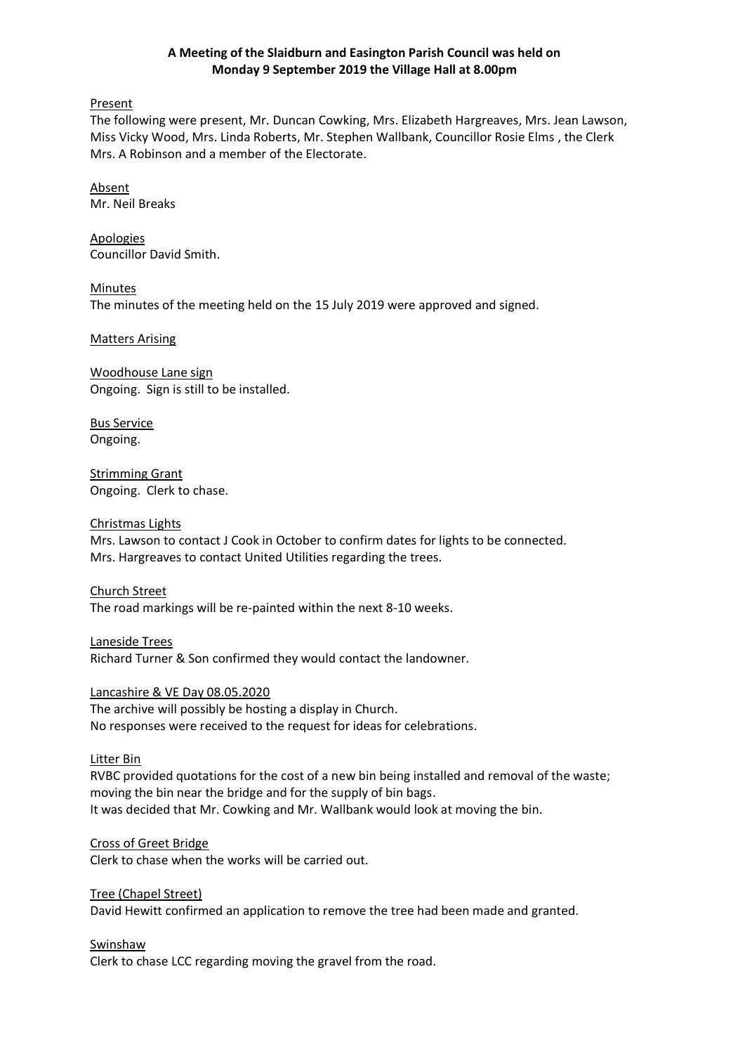**A Meeting of the Slaidburn and Easington Parish Council was held on Monday 9 September 2019 the Village Hall at 8.00pm**

Present

The following were present, Mr. Duncan Cowking, Mrs. Elizabeth Hargreaves, Mrs. Jean Lawson, Miss Vicky Wood, Mrs. Linda Roberts, Mr. Stephen Wallbank, Councillor Rosie Elms , the Clerk Mrs. A Robinson and a member of the Electorate.

Absent

Mr. Neil Breaks

Apologies

Councillor David Smith.

Minutes

The minutes of the meeting held on the 15 July 2019 were approved and signed.

Matters Arising

Woodhouse Lane sign

Ongoing. Sign is still to be installed.

Bus Service

Ongoing.

Strimming Grant

Ongoing. Clerk to chase.

Christmas Lights

Mrs. Lawson to contact J Cook in October to confirm dates for lights to be connected.
Mrs. Hargreaves to contact United Utilities regarding the trees.

Church Street

The road markings will be re-painted within the next 8-10 weeks.

Laneside Trees

Richard Turner & Son confirmed they would contact the landowner.

Lancashire & VE Day 08.05.2020

The archive will possibly be hosting a display in Church.
No responses were received to the request for ideas for celebrations.

Litter Bin

RVBC provided quotations for the cost of a new bin being installed and removal of the waste; moving the bin near the bridge and for the supply of bin bags.
It was decided that Mr. Cowking and Mr. Wallbank would look at moving the bin.

Cross of Greet Bridge

Clerk to chase when the works will be carried out.

Tree (Chapel Street)

David Hewitt confirmed an application to remove the tree had been made and granted.

Swinshaw

Clerk to chase LCC regarding moving the gravel from the road.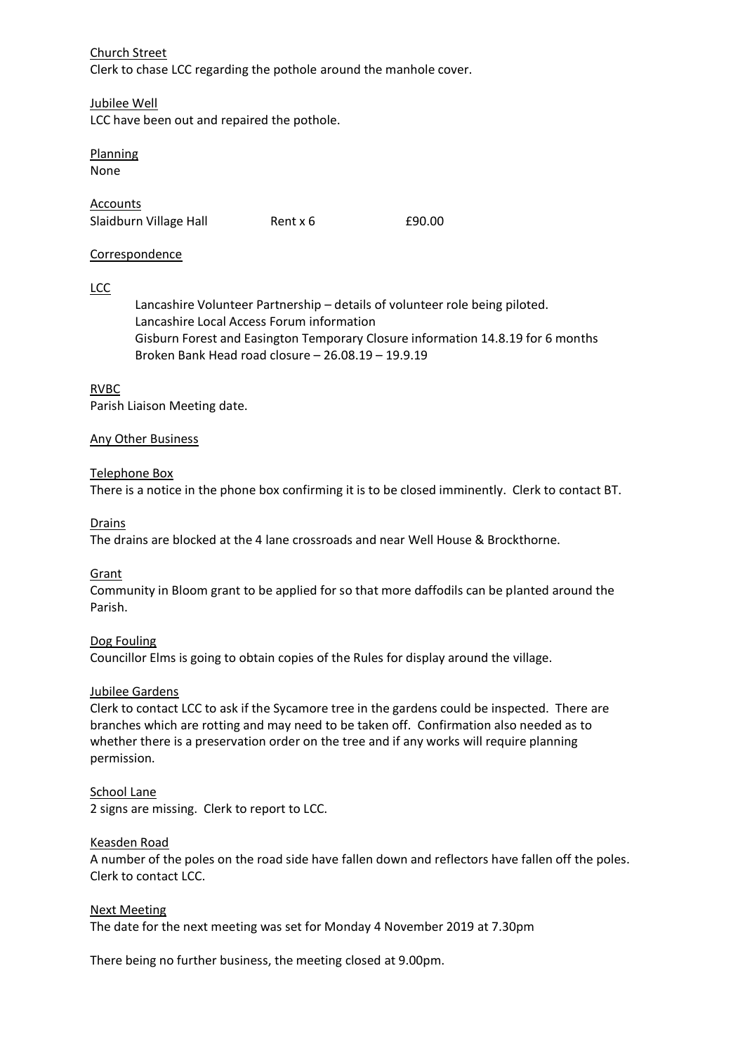Church Street
Clerk to chase LCC regarding the pothole around the manhole cover.

Jubilee Well
LCC have been out and repaired the pothole.

Planning
None

Accounts

| | | |
|---|---|---|
| Slaidburn Village Hall | Rent x 6 | £90.00 |

Correspondence

LCC

Lancashire Volunteer Partnership – details of volunteer role being piloted.
Lancashire Local Access Forum information
Gisburn Forest and Easington Temporary Closure information 14.8.19 for 6 months
Broken Bank Head road closure – 26.08.19 – 19.9.19

RVBC
Parish Liaison Meeting date.

Any Other Business

Telephone Box
There is a notice in the phone box confirming it is to be closed imminently. Clerk to contact BT.

Drains
The drains are blocked at the 4 lane crossroads and near Well House & Brockthorne.

Grant
Community in Bloom grant to be applied for so that more daffodils can be planted around the Parish.

Dog Fouling
Councillor Elms is going to obtain copies of the Rules for display around the village.

Jubilee Gardens
Clerk to contact LCC to ask if the Sycamore tree in the gardens could be inspected. There are branches which are rotting and may need to be taken off. Confirmation also needed as to whether there is a preservation order on the tree and if any works will require planning permission.

School Lane
2 signs are missing. Clerk to report to LCC.

Keasden Road
A number of the poles on the road side have fallen down and reflectors have fallen off the poles. Clerk to contact LCC.

Next Meeting
The date for the next meeting was set for Monday 4 November 2019 at 7.30pm

There being no further business, the meeting closed at 9.00pm.